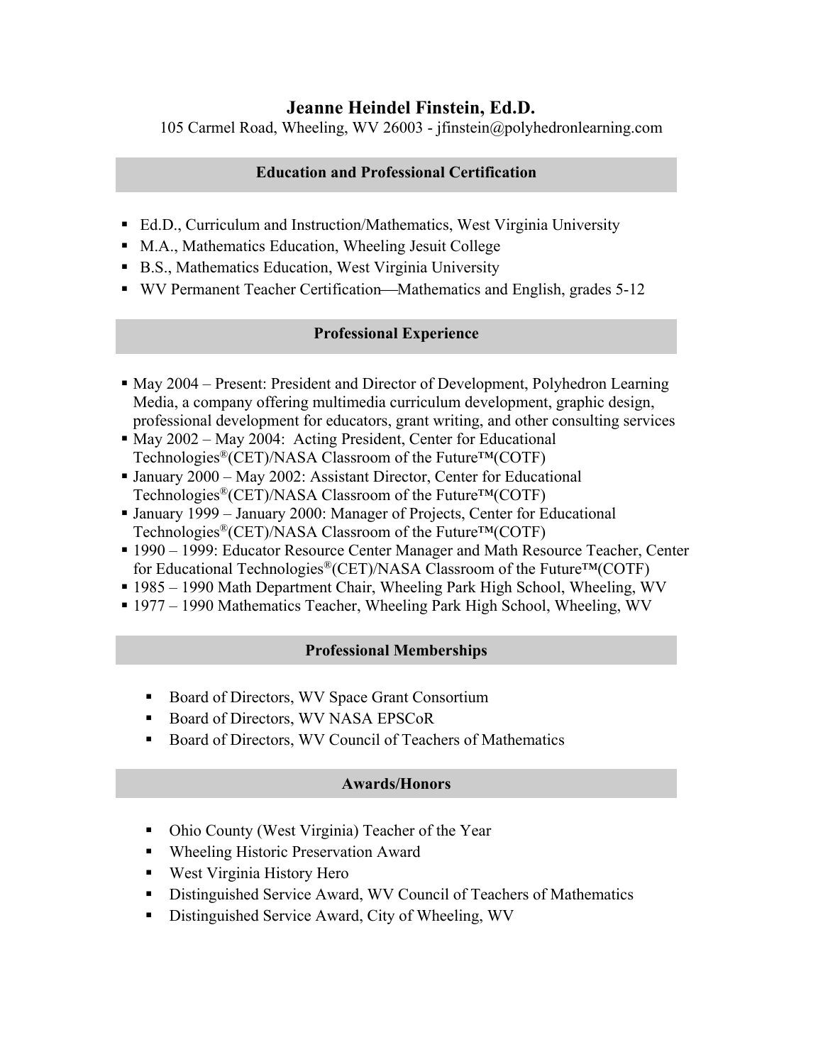# Jeanne Heindel Finstein, Ed.D.

105 Carmel Road, Wheeling, WV 26003 - jfinstein@polyhedronlearning.com

## Education and Professional Certification

- Ed.D., Curriculum and Instruction/Mathematics, West Virginia University
- M.A., Mathematics Education, Wheeling Jesuit College
- B.S., Mathematics Education, West Virginia University
- WV Permanent Teacher Certification—Mathematics and English, grades 5-12

## Professional Experience

- May 2004 – Present: President and Director of Development, Polyhedron Learning Media, a company offering multimedia curriculum development, graphic design, professional development for educators, grant writing, and other consulting services
- May 2002 – May 2004: Acting President, Center for Educational Technologies®(CET)/NASA Classroom of the Future™(COTF)
- January 2000 – May 2002: Assistant Director, Center for Educational Technologies®(CET)/NASA Classroom of the Future™(COTF)
- January 1999 – January 2000: Manager of Projects, Center for Educational Technologies®(CET)/NASA Classroom of the Future™(COTF)
- 1990 – 1999: Educator Resource Center Manager and Math Resource Teacher, Center for Educational Technologies®(CET)/NASA Classroom of the Future™(COTF)
- 1985 – 1990 Math Department Chair, Wheeling Park High School, Wheeling, WV
- 1977 – 1990 Mathematics Teacher, Wheeling Park High School, Wheeling, WV

## Professional Memberships

- Board of Directors, WV Space Grant Consortium
- Board of Directors, WV NASA EPSCoR
- Board of Directors, WV Council of Teachers of Mathematics

## Awards/Honors

- Ohio County (West Virginia) Teacher of the Year
- Wheeling Historic Preservation Award
- West Virginia History Hero
- Distinguished Service Award, WV Council of Teachers of Mathematics
- Distinguished Service Award, City of Wheeling, WV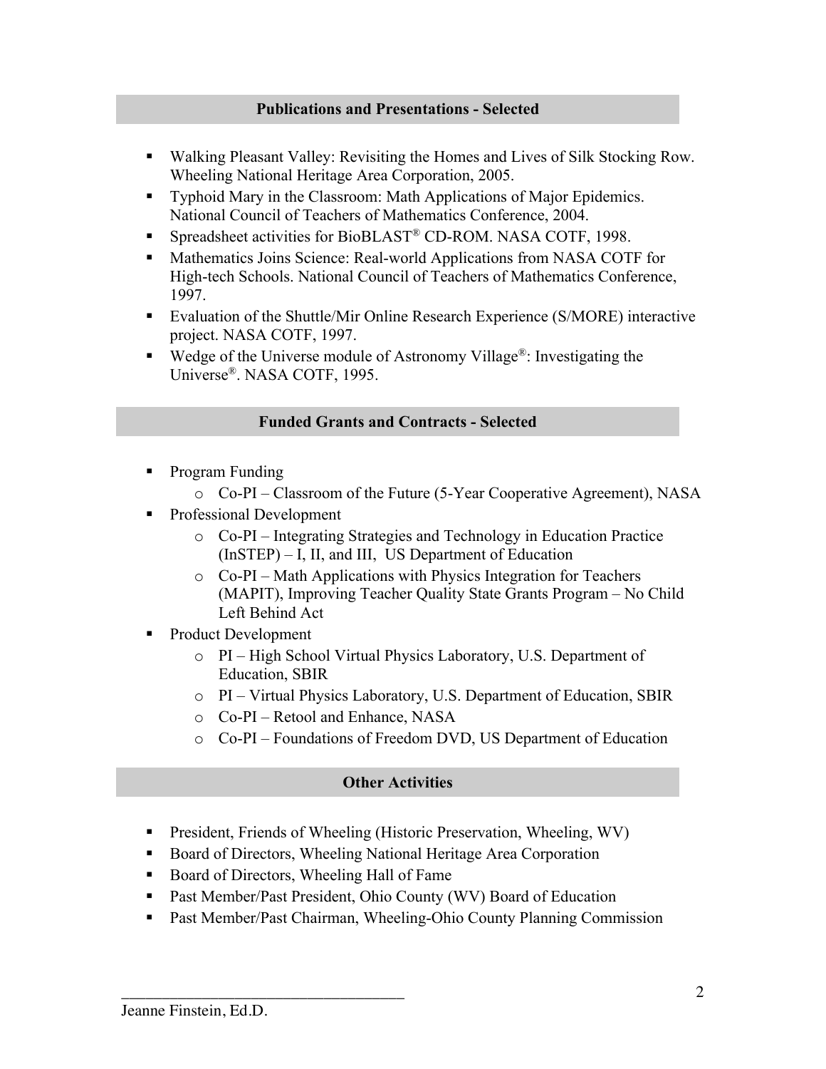## Publications and Presentations - Selected

- Walking Pleasant Valley: Revisiting the Homes and Lives of Silk Stocking Row. Wheeling National Heritage Area Corporation, 2005.
- Typhoid Mary in the Classroom: Math Applications of Major Epidemics. National Council of Teachers of Mathematics Conference, 2004.
- Spreadsheet activities for BioBLAST® CD-ROM. NASA COTF, 1998.
- Mathematics Joins Science: Real-world Applications from NASA COTF for High-tech Schools. National Council of Teachers of Mathematics Conference, 1997.
- Evaluation of the Shuttle/Mir Online Research Experience (S/MORE) interactive project. NASA COTF, 1997.
- Wedge of the Universe module of Astronomy Village®: Investigating the Universe®. NASA COTF, 1995.

## Funded Grants and Contracts - Selected

- Program Funding
  - Co-PI – Classroom of the Future (5-Year Cooperative Agreement), NASA
- Professional Development
  - Co-PI – Integrating Strategies and Technology in Education Practice (InSTEP) – I, II, and III, US Department of Education
  - Co-PI – Math Applications with Physics Integration for Teachers (MAPIT), Improving Teacher Quality State Grants Program – No Child Left Behind Act
- Product Development
  - PI – High School Virtual Physics Laboratory, U.S. Department of Education, SBIR
  - PI – Virtual Physics Laboratory, U.S. Department of Education, SBIR
  - Co-PI – Retool and Enhance, NASA
  - Co-PI – Foundations of Freedom DVD, US Department of Education

## Other Activities

- President, Friends of Wheeling (Historic Preservation, Wheeling, WV)
- Board of Directors, Wheeling National Heritage Area Corporation
- Board of Directors, Wheeling Hall of Fame
- Past Member/Past President, Ohio County (WV) Board of Education
- Past Member/Past Chairman, Wheeling-Ohio County Planning Commission